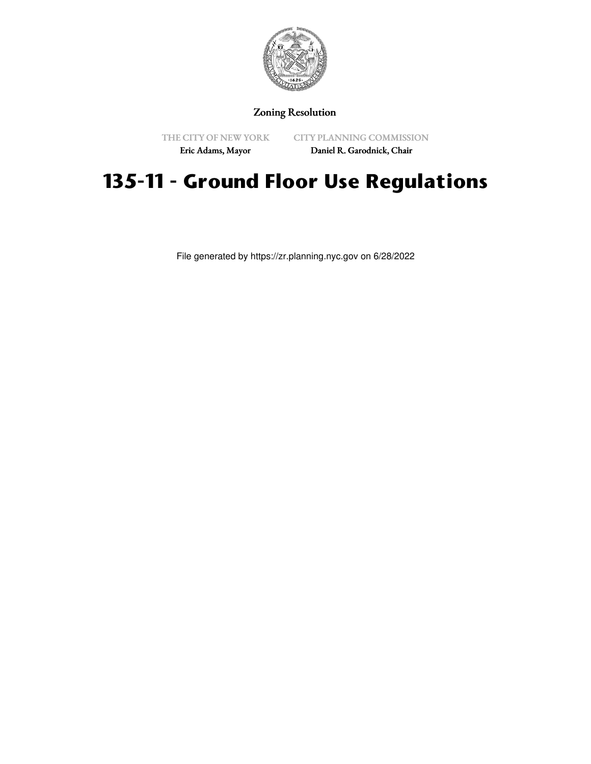Zoning Resolution

THE CITY OF NEW YORK
Eric Adams, Mayor

CITY PLANNING COMMISSION
Daniel R. Garodnick, Chair

# 135-11 - Ground Floor Use Regulations

File generated by https://zr.planning.nyc.gov on 6/28/2022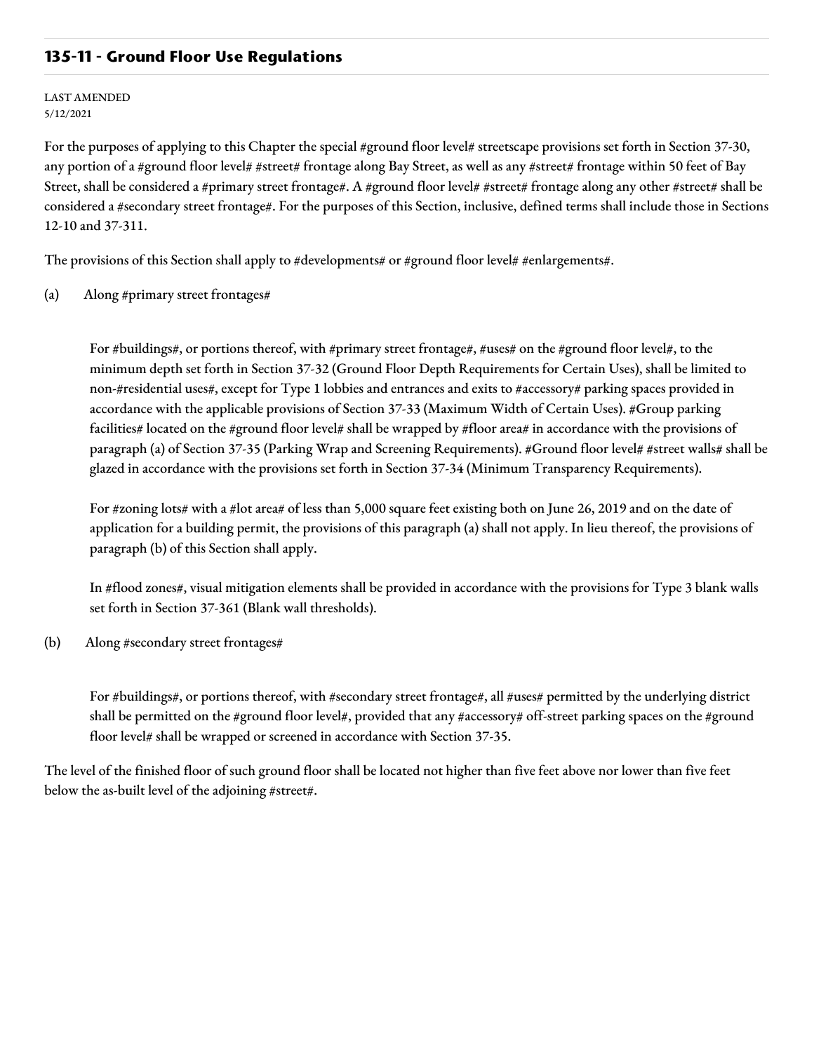## 135-11 - Ground Floor Use Regulations

LAST AMENDED
5/12/2021

For the purposes of applying to this Chapter the special #ground floor level# streetscape provisions set forth in Section 37-30, any portion of a #ground floor level# #street# frontage along Bay Street, as well as any #street# frontage within 50 feet of Bay Street, shall be considered a #primary street frontage#. A #ground floor level# #street# frontage along any other #street# shall be considered a #secondary street frontage#. For the purposes of this Section, inclusive, defined terms shall include those in Sections 12-10 and 37-311.

The provisions of this Section shall apply to #developments# or #ground floor level# #enlargements#.

(a) Along #primary street frontages#

For #buildings#, or portions thereof, with #primary street frontage#, #uses# on the #ground floor level#, to the minimum depth set forth in Section 37-32 (Ground Floor Depth Requirements for Certain Uses), shall be limited to non-#residential uses#, except for Type 1 lobbies and entrances and exits to #accessory# parking spaces provided in accordance with the applicable provisions of Section 37-33 (Maximum Width of Certain Uses). #Group parking facilities# located on the #ground floor level# shall be wrapped by #floor area# in accordance with the provisions of paragraph (a) of Section 37-35 (Parking Wrap and Screening Requirements). #Ground floor level# #street walls# shall be glazed in accordance with the provisions set forth in Section 37-34 (Minimum Transparency Requirements).

For #zoning lots# with a #lot area# of less than 5,000 square feet existing both on June 26, 2019 and on the date of application for a building permit, the provisions of this paragraph (a) shall not apply. In lieu thereof, the provisions of paragraph (b) of this Section shall apply.

In #flood zones#, visual mitigation elements shall be provided in accordance with the provisions for Type 3 blank walls set forth in Section 37-361 (Blank wall thresholds).

(b) Along #secondary street frontages#

For #buildings#, or portions thereof, with #secondary street frontage#, all #uses# permitted by the underlying district shall be permitted on the #ground floor level#, provided that any #accessory# off-street parking spaces on the #ground floor level# shall be wrapped or screened in accordance with Section 37-35.

The level of the finished floor of such ground floor shall be located not higher than five feet above nor lower than five feet below the as-built level of the adjoining #street#.